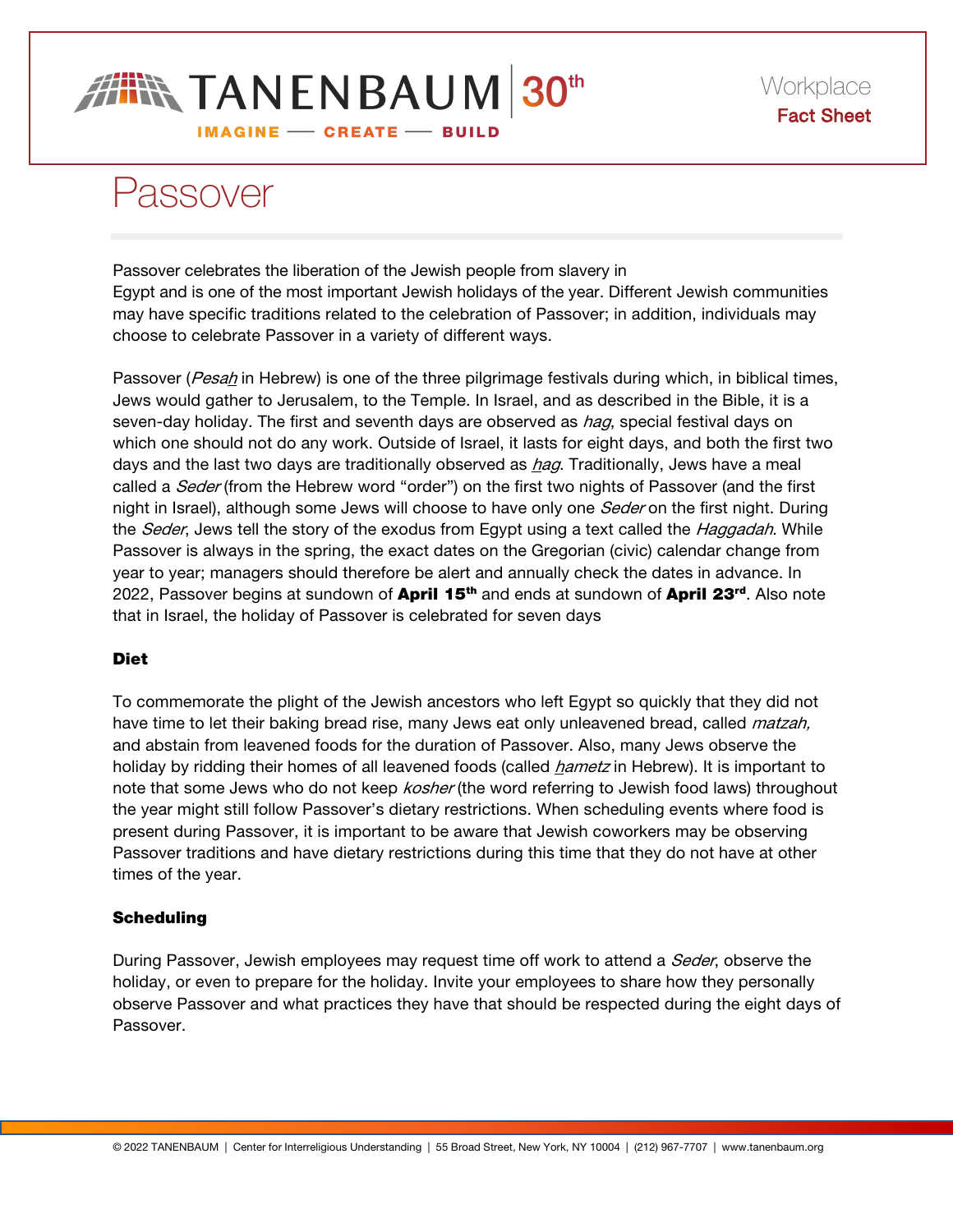TANENBAUM 30th

IMAGINE — CREATE — BUILD

Workplace
Fact Sheet

# Passover

Passover celebrates the liberation of the Jewish people from slavery in Egypt and is one of the most important Jewish holidays of the year. Different Jewish communities may have specific traditions related to the celebration of Passover; in addition, individuals may choose to celebrate Passover in a variety of different ways.

Passover (*Pesah* in Hebrew) is one of the three pilgrimage festivals during which, in biblical times, Jews would gather to Jerusalem, to the Temple. In Israel, and as described in the Bible, it is a seven-day holiday. The first and seventh days are observed as *hag*, special festival days on which one should not do any work. Outside of Israel, it lasts for eight days, and both the first two days and the last two days are traditionally observed as *hag*. Traditionally, Jews have a meal called a *Seder* (from the Hebrew word "order") on the first two nights of Passover (and the first night in Israel), although some Jews will choose to have only one *Seder* on the first night. During the *Seder*, Jews tell the story of the exodus from Egypt using a text called the *Haggadah*. While Passover is always in the spring, the exact dates on the Gregorian (civic) calendar change from year to year; managers should therefore be alert and annually check the dates in advance. In 2022, Passover begins at sundown of **April 15th** and ends at sundown of **April 23rd**. Also note that in Israel, the holiday of Passover is celebrated for seven days

### Diet

To commemorate the plight of the Jewish ancestors who left Egypt so quickly that they did not have time to let their baking bread rise, many Jews eat only unleavened bread, called *matzah,* and abstain from leavened foods for the duration of Passover. Also, many Jews observe the holiday by ridding their homes of all leavened foods (called *hametz* in Hebrew). It is important to note that some Jews who do not keep *kosher* (the word referring to Jewish food laws) throughout the year might still follow Passover's dietary restrictions. When scheduling events where food is present during Passover, it is important to be aware that Jewish coworkers may be observing Passover traditions and have dietary restrictions during this time that they do not have at other times of the year.

### Scheduling

During Passover, Jewish employees may request time off work to attend a *Seder*, observe the holiday, or even to prepare for the holiday. Invite your employees to share how they personally observe Passover and what practices they have that should be respected during the eight days of Passover.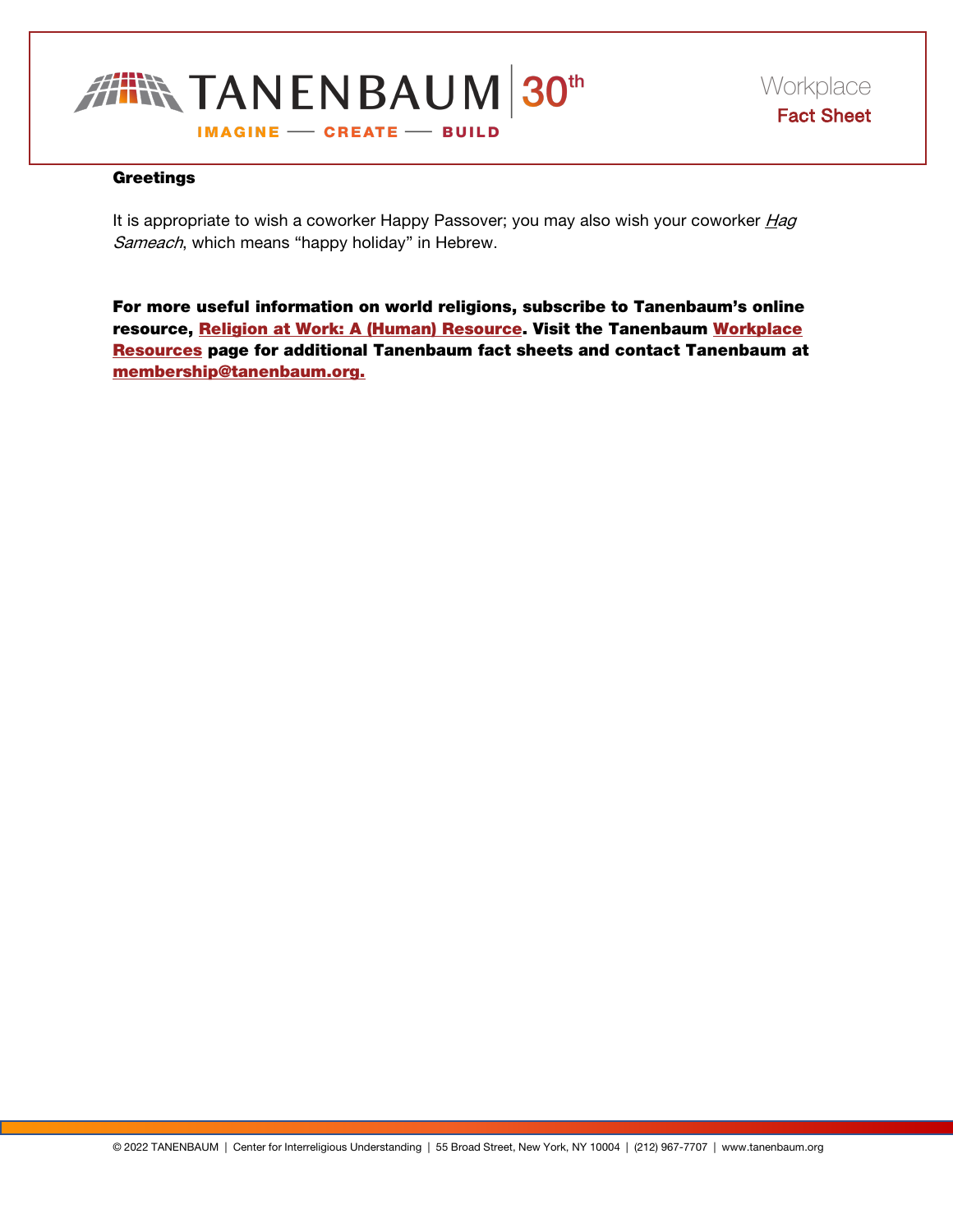### Greetings

It is appropriate to wish a coworker Happy Passover; you may also wish your coworker *Hag Sameach*, which means “happy holiday” in Hebrew.

**For more useful information on world religions, subscribe to Tanenbaum’s online resource, Religion at Work: A (Human) Resource. Visit the Tanenbaum Workplace Resources page for additional Tanenbaum fact sheets and contact Tanenbaum at membership@tanenbaum.org.**